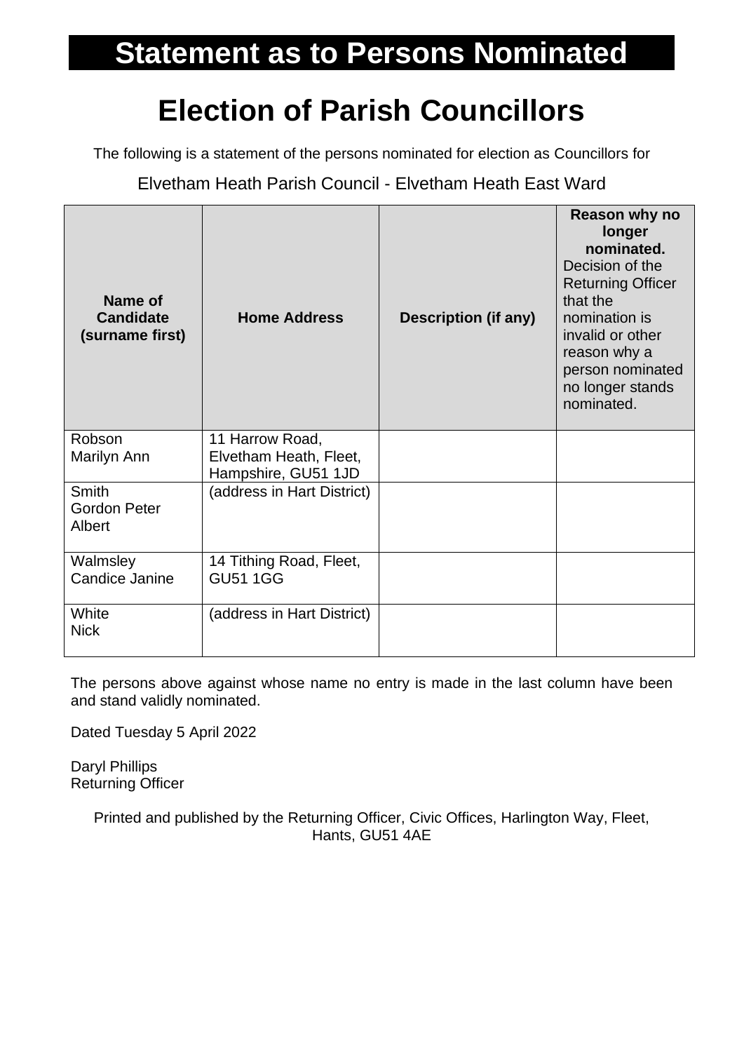# Statement as to Persons Nominated

# Election of Parish Councillors

The following is a statement of the persons nominated for election as Councillors for

Elvetham Heath Parish Council - Elvetham Heath East Ward

| Name of Candidate (surname first) | Home Address | Description (if any) | **Reason why no longer nominated.** Decision of the Returning Officer that the nomination is invalid or other reason why a person nominated no longer stands nominated. |
|---|---|---|---|
| Robson<br>Marilyn Ann | 11 Harrow Road, Elvetham Heath, Fleet, Hampshire, GU51 1JD | | |
| Smith<br>Gordon Peter Albert | (address in Hart District) | | |
| Walmsley<br>Candice Janine | 14 Tithing Road, Fleet, GU51 1GG | | |
| White<br>Nick | (address in Hart District) | | |

The persons above against whose name no entry is made in the last column have been and stand validly nominated.

Dated Tuesday 5 April 2022

Daryl Phillips
Returning Officer

Printed and published by the Returning Officer, Civic Offices, Harlington Way, Fleet, Hants, GU51 4AE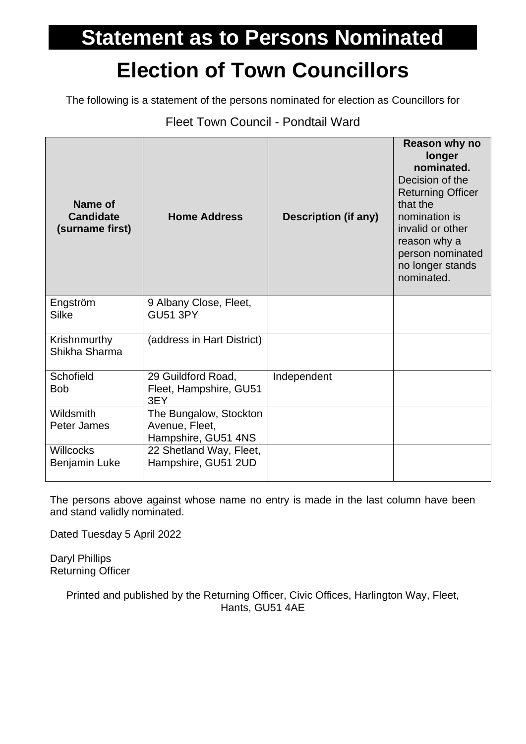# Statement as to Persons Nominated

# Election of Town Councillors

The following is a statement of the persons nominated for election as Councillors for

Fleet Town Council - Pondtail Ward

| Name of Candidate (surname first) | Home Address | Description (if any) | **Reason why no longer nominated.** Decision of the Returning Officer that the nomination is invalid or other reason why a person nominated no longer stands nominated. |
|---|---|---|---|
| Engström Silke | 9 Albany Close, Fleet, GU51 3PY | | |
| Krishnmurthy Shikha Sharma | (address in Hart District) | | |
| Schofield Bob | 29 Guildford Road, Fleet, Hampshire, GU51 3EY | Independent | |
| Wildsmith Peter James | The Bungalow, Stockton Avenue, Fleet, Hampshire, GU51 4NS | | |
| Willcocks Benjamin Luke | 22 Shetland Way, Fleet, Hampshire, GU51 2UD | | |

The persons above against whose name no entry is made in the last column have been and stand validly nominated.

Dated Tuesday 5 April 2022

Daryl Phillips
Returning Officer

Printed and published by the Returning Officer, Civic Offices, Harlington Way, Fleet, Hants, GU51 4AE